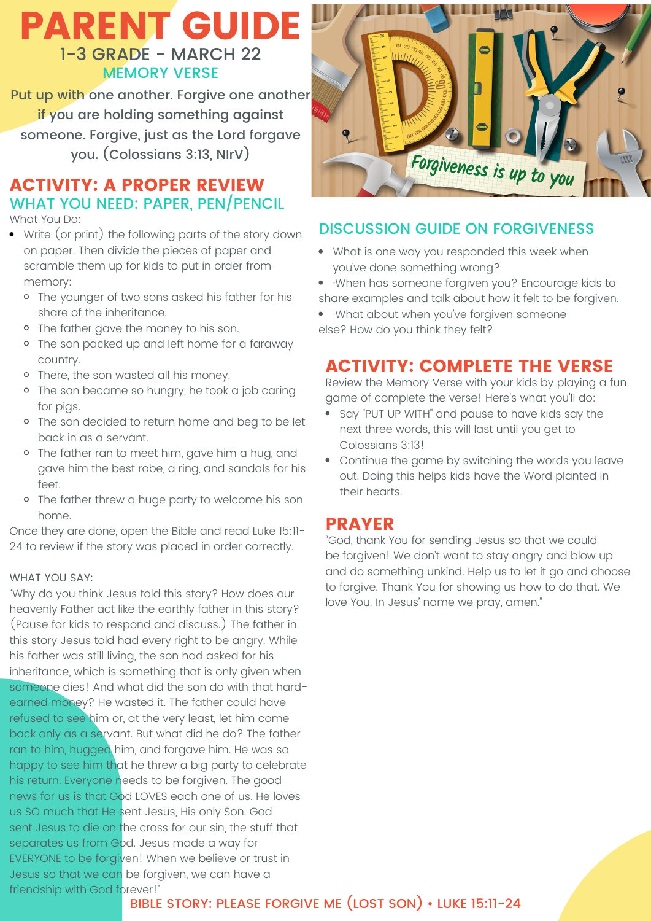# PARENT GUIDE

1-3 GRADE - MARCH 22

MEMORY VERSE

Put up with one another. Forgive one another if you are holding something against someone. Forgive, just as the Lord forgave you. (Colossians 3:13, NIrV)

## ACTIVITY: A PROPER REVIEW

### WHAT YOU NEED: PAPER, PEN/PENCIL

What You Do:

- Write (or print) the following parts of the story down on paper. Then divide the pieces of paper and scramble them up for kids to put in order from memory:
  - The younger of two sons asked his father for his share of the inheritance.
  - The father gave the money to his son.
  - The son packed up and left home for a faraway country.
  - There, the son wasted all his money.
  - The son became so hungry, he took a job caring for pigs.
  - The son decided to return home and beg to be let back in as a servant.
  - The father ran to meet him, gave him a hug, and gave him the best robe, a ring, and sandals for his feet.
  - The father threw a huge party to welcome his son home.

Once they are done, open the Bible and read Luke 15:11-24 to review if the story was placed in order correctly.

WHAT YOU SAY:

"Why do you think Jesus told this story? How does our heavenly Father act like the earthly father in this story? (Pause for kids to respond and discuss.) The father in this story Jesus told had every right to be angry. While his father was still living, the son had asked for his inheritance, which is something that is only given when someone dies! And what did the son do with that hard-earned money? He wasted it. The father could have refused to see him or, at the very least, let him come back only as a servant. But what did he do? The father ran to him, hugged him, and forgave him. He was so happy to see him that he threw a big party to celebrate his return. Everyone needs to be forgiven. The good news for us is that God LOVES each one of us. He loves us SO much that He sent Jesus, His only Son. God sent Jesus to die on the cross for our sin, the stuff that separates us from God. Jesus made a way for EVERYONE to be forgiven! When we believe or trust in Jesus so that we can be forgiven, we can have a friendship with God forever!"

DIY — Forgiveness is up to you

## DISCUSSION GUIDE ON FORGIVENESS

- What is one way you responded this week when you've done something wrong?
- When has someone forgiven you? Encourage kids to share examples and talk about how it felt to be forgiven.
- What about when you've forgiven someone else? How do you think they felt?

## ACTIVITY: COMPLETE THE VERSE

Review the Memory Verse with your kids by playing a fun game of complete the verse! Here's what you'll do:

- Say "PUT UP WITH" and pause to have kids say the next three words, this will last until you get to Colossians 3:13!
- Continue the game by switching the words you leave out. Doing this helps kids have the Word planted in their hearts.

## PRAYER

"God, thank You for sending Jesus so that we could be forgiven! We don't want to stay angry and blow up and do something unkind. Help us to let it go and choose to forgive. Thank You for showing us how to do that. We love You. In Jesus' name we pray, amen."

BIBLE STORY: PLEASE FORGIVE ME (LOST SON) • LUKE 15:11-24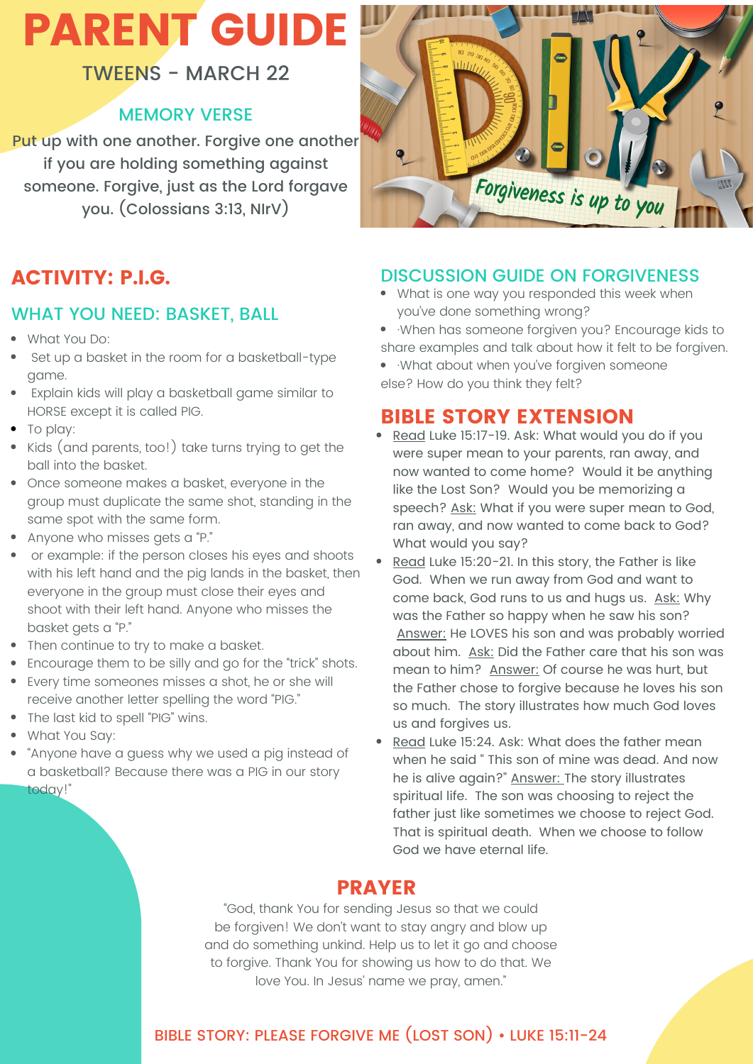# PARENT GUIDE

TWEENS - MARCH 22

## MEMORY VERSE

Put up with one another. Forgive one another if you are holding something against someone. Forgive, just as the Lord forgave you. (Colossians 3:13, NIrV)

DIY

Forgiveness is up to you

## ACTIVITY: P.I.G.

### WHAT YOU NEED: BASKET, BALL

- What You Do:
- Set up a basket in the room for a basketball-type game.
- Explain kids will play a basketball game similar to HORSE except it is called PIG.
- To play:
- Kids (and parents, too!) take turns trying to get the ball into the basket.
- Once someone makes a basket, everyone in the group must duplicate the same shot, standing in the same spot with the same form.
- Anyone who misses gets a "P."
- or example: if the person closes his eyes and shoots with his left hand and the pig lands in the basket, then everyone in the group must close their eyes and shoot with their left hand. Anyone who misses the basket gets a "P."
- Then continue to try to make a basket.
- Encourage them to be silly and go for the "trick" shots.
- Every time someones misses a shot, he or she will receive another letter spelling the word "PIG."
- The last kid to spell "PIG" wins.
- What You Say:
- "Anyone have a guess why we used a pig instead of a basketball? Because there was a PIG in our story today!"

## DISCUSSION GUIDE ON FORGIVENESS

- What is one way you responded this week when you've done something wrong?
- ·When has someone forgiven you? Encourage kids to share examples and talk about how it felt to be forgiven.
- ·What about when you've forgiven someone else? How do you think they felt?

## BIBLE STORY EXTENSION

- Read Luke 15:17-19. Ask: What would you do if you were super mean to your parents, ran away, and now wanted to come home? Would it be anything like the Lost Son? Would you be memorizing a speech? Ask: What if you were super mean to God, ran away, and now wanted to come back to God? What would you say?
- Read Luke 15:20-21. In this story, the Father is like God. When we run away from God and want to come back, God runs to us and hugs us. Ask: Why was the Father so happy when he saw his son? Answer: He LOVES his son and was probably worried about him. Ask: Did the Father care that his son was mean to him? Answer: Of course he was hurt, but the Father chose to forgive because he loves his son so much. The story illustrates how much God loves us and forgives us.
- Read Luke 15:24. Ask: What does the father mean when he said " This son of mine was dead. And now he is alive again?" Answer: The story illustrates spiritual life. The son was choosing to reject the father just like sometimes we choose to reject God. That is spiritual death. When we choose to follow God we have eternal life.

## PRAYER

"God, thank You for sending Jesus so that we could be forgiven! We don't want to stay angry and blow up and do something unkind. Help us to let it go and choose to forgive. Thank You for showing us how to do that. We love You. In Jesus' name we pray, amen."

BIBLE STORY: PLEASE FORGIVE ME (LOST SON) • LUKE 15:11-24